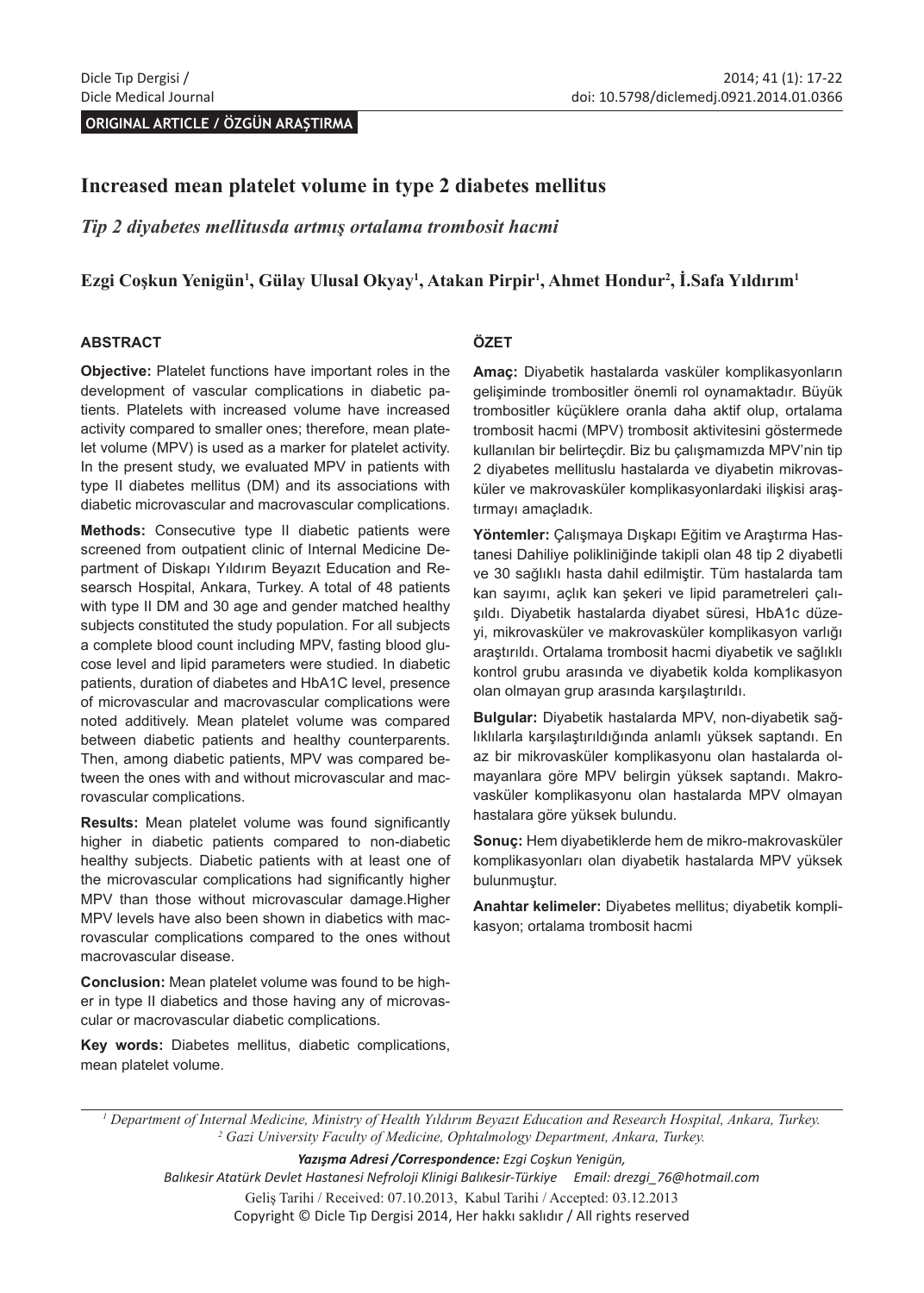ORIGINAL ARTICLE / ÖZGÜN ARAŞTIRMA

# Increased mean platelet volume in type 2 diabetes mellitus

*Tip 2 diyabetes mellitusda artmış ortalama trombosit hacmi*

**Ezgi Coşkun Yenigün[1], Gülay Ulusal Okyay[1], Atakan Pirpir[1], Ahmet Hondur[2], İ.Safa Yıldırım[1]**

## ABSTRACT

**Objective:** Platelet functions have important roles in the development of vascular complications in diabetic patients. Platelets with increased volume have increased activity compared to smaller ones; therefore, mean platelet volume (MPV) is used as a marker for platelet activity. In the present study, we evaluated MPV in patients with type II diabetes mellitus (DM) and its associations with diabetic microvascular and macrovascular complications.

**Methods:** Consecutive type II diabetic patients were screened from outpatient clinic of Internal Medicine Department of Diskapı Yıldırım Beyazıt Education and Research Hospital, Ankara, Turkey. A total of 48 patients with type II DM and 30 age and gender matched healthy subjects constituted the study population. For all subjects a complete blood count including MPV, fasting blood glucose level and lipid parameters were studied. In diabetic patients, duration of diabetes and HbA1C level, presence of microvascular and macrovascular complications were noted additively. Mean platelet volume was compared between diabetic patients and healthy counterparents. Then, among diabetic patients, MPV was compared between the ones with and without microvascular and macrovascular complications.

**Results:** Mean platelet volume was found significantly higher in diabetic patients compared to non-diabetic healthy subjects. Diabetic patients with at least one of the microvascular complications had significantly higher MPV than those without microvascular damage.Higher MPV levels have also been shown in diabetics with macrovascular complications compared to the ones without macrovascular disease.

**Conclusion:** Mean platelet volume was found to be higher in type II diabetics and those having any of microvascular or macrovascular diabetic complications.

**Key words:** Diabetes mellitus, diabetic complications, mean platelet volume.

## ÖZET

**Amaç:** Diyabetik hastalarda vasküler komplikasyonların gelişiminde trombositler önemli rol oynamaktadır. Büyük trombositler küçüklere oranla daha aktif olup, ortalama trombosit hacmi (MPV) trombosit aktivitesini göstermede kullanılan bir belirteçdir. Biz bu çalışmamızda MPV'nin tip 2 diyabetes mellituslu hastalarda ve diyabetin mikrovasküler ve makrovasküler komplikasyonlardaki ilişkisi araştırmayı amaçladık.

**Yöntemler:** Çalışmaya Dışkapı Eğitim ve Araştırma Hastanesi Dahiliye polikliniğinde takipli olan 48 tip 2 diyabetli ve 30 sağlıklı hasta dahil edilmiştir. Tüm hastalarda tam kan sayımı, açlık kan şekeri ve lipid parametreleri çalışıldı. Diyabetik hastalarda diyabet süresi, HbA1c düzeyi, mikrovasküler ve makrovasküler komplikasyon varlığı araştırıldı. Ortalama trombosit hacmi diyabetik ve sağlıklı kontrol grubu arasında ve diyabetik kolda komplikasyon olan olmayan grup arasında karşılaştırıldı.

**Bulgular:** Diyabetik hastalarda MPV, non-diyabetik sağlıklılarla karşılaştırıldığında anlamlı yüksek saptandı. En az bir mikrovasküler komplikasyonu olan hastalarda olmayanlara göre MPV belirgin yüksek saptandı. Makrovasküler komplikasyonu olan hastalarda MPV olmayan hastalara göre yüksek bulundu.

**Sonuç:** Hem diyabetiklerde hem de mikro-makrovasküler komplikasyonları olan diyabetik hastalarda MPV yüksek bulunmuştur.

**Anahtar kelimeler:** Diyabetes mellitus; diyabetik komplikasyon; ortalama trombosit hacmi

---

*[1] Department of Internal Medicine, Ministry of Health Yıldırım Beyazıt Education and Research Hospital, Ankara, Turkey.*
*[2] Gazi University Faculty of Medicine, Ophtalmology Department, Ankara, Turkey.*

***Yazışma Adresi /Correspondence:*** *Ezgi Coşkun Yenigün, Balıkesir Atatürk Devlet Hastanesi Nefroloji Klinigi Balıkesir-Türkiye Email: drezgi_76@hotmail.com*

Geliş Tarihi / Received: 07.10.2013, Kabul Tarihi / Accepted: 03.12.2013

Copyright © Dicle Tıp Dergisi 2014, Her hakkı saklıdır / All rights reserved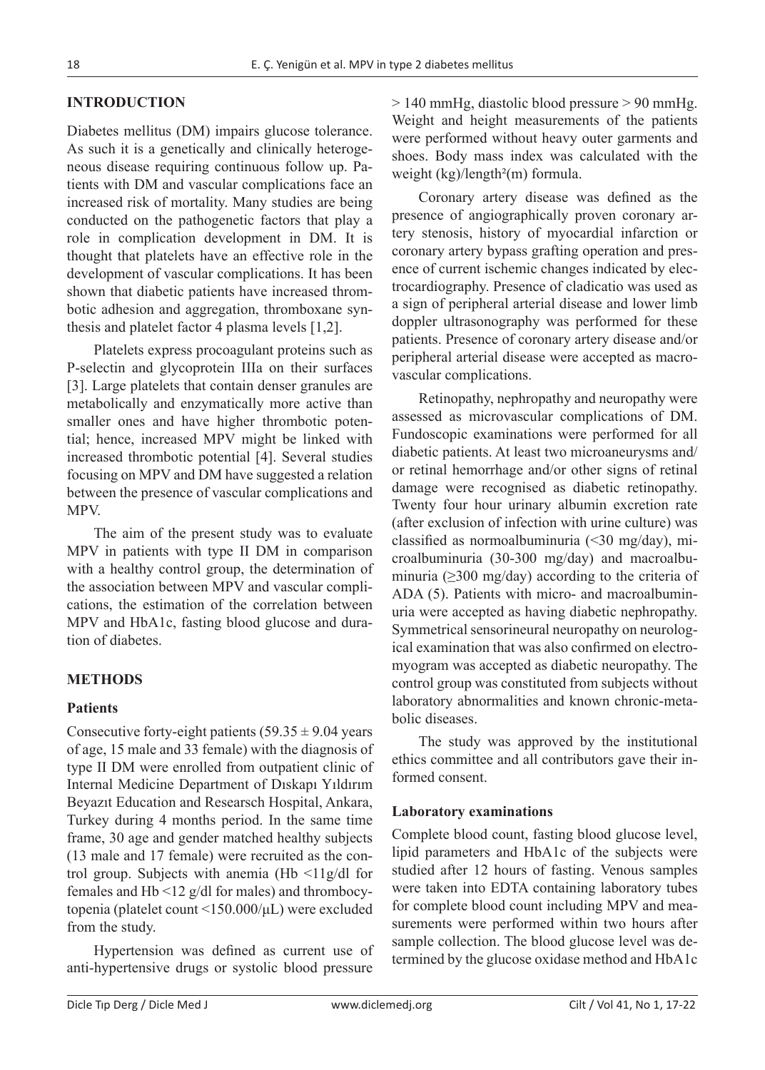## INTRODUCTION

Diabetes mellitus (DM) impairs glucose tolerance. As such it is a genetically and clinically heterogeneous disease requiring continuous follow up. Patients with DM and vascular complications face an increased risk of mortality. Many studies are being conducted on the pathogenetic factors that play a role in complication development in DM. It is thought that platelets have an effective role in the development of vascular complications. It has been shown that diabetic patients have increased thrombotic adhesion and aggregation, thromboxane synthesis and platelet factor 4 plasma levels [1,2].

Platelets express procoagulant proteins such as P-selectin and glycoprotein IIIa on their surfaces [3]. Large platelets that contain denser granules are metabolically and enzymatically more active than smaller ones and have higher thrombotic potential; hence, increased MPV might be linked with increased thrombotic potential [4]. Several studies focusing on MPV and DM have suggested a relation between the presence of vascular complications and MPV.

The aim of the present study was to evaluate MPV in patients with type II DM in comparison with a healthy control group, the determination of the association between MPV and vascular complications, the estimation of the correlation between MPV and HbA1c, fasting blood glucose and duration of diabetes.

## METHODS

### Patients

Consecutive forty-eight patients (59.35 ± 9.04 years of age, 15 male and 33 female) with the diagnosis of type II DM were enrolled from outpatient clinic of Internal Medicine Department of Dıskapı Yıldırım Beyazıt Education and Researsch Hospital, Ankara, Turkey during 4 months period. In the same time frame, 30 age and gender matched healthy subjects (13 male and 17 female) were recruited as the control group. Subjects with anemia (Hb <11g/dl for females and Hb <12 g/dl for males) and thrombocytopenia (platelet count <150.000/μL) were excluded from the study.

Hypertension was defined as current use of anti-hypertensive drugs or systolic blood pressure > 140 mmHg, diastolic blood pressure > 90 mmHg. Weight and height measurements of the patients were performed without heavy outer garments and shoes. Body mass index was calculated with the weight (kg)/length²(m) formula.

Coronary artery disease was defined as the presence of angiographically proven coronary artery stenosis, history of myocardial infarction or coronary artery bypass grafting operation and presence of current ischemic changes indicated by electrocardiography. Presence of cladicatio was used as a sign of peripheral arterial disease and lower limb doppler ultrasonography was performed for these patients. Presence of coronary artery disease and/or peripheral arterial disease were accepted as macrovascular complications.

Retinopathy, nephropathy and neuropathy were assessed as microvascular complications of DM. Fundoscopic examinations were performed for all diabetic patients. At least two microaneurysms and/or retinal hemorrhage and/or other signs of retinal damage were recognised as diabetic retinopathy. Twenty four hour urinary albumin excretion rate (after exclusion of infection with urine culture) was classified as normoalbuminuria (<30 mg/day), microalbuminuria (30-300 mg/day) and macroalbuminuria (≥300 mg/day) according to the criteria of ADA (5). Patients with micro- and macroalbuminuria were accepted as having diabetic nephropathy. Symmetrical sensorineural neuropathy on neurological examination that was also confirmed on electromyogram was accepted as diabetic neuropathy. The control group was constituted from subjects without laboratory abnormalities and known chronic-metabolic diseases.

The study was approved by the institutional ethics committee and all contributors gave their informed consent.

### Laboratory examinations

Complete blood count, fasting blood glucose level, lipid parameters and HbA1c of the subjects were studied after 12 hours of fasting. Venous samples were taken into EDTA containing laboratory tubes for complete blood count including MPV and measurements were performed within two hours after sample collection. The blood glucose level was determined by the glucose oxidase method and HbA1c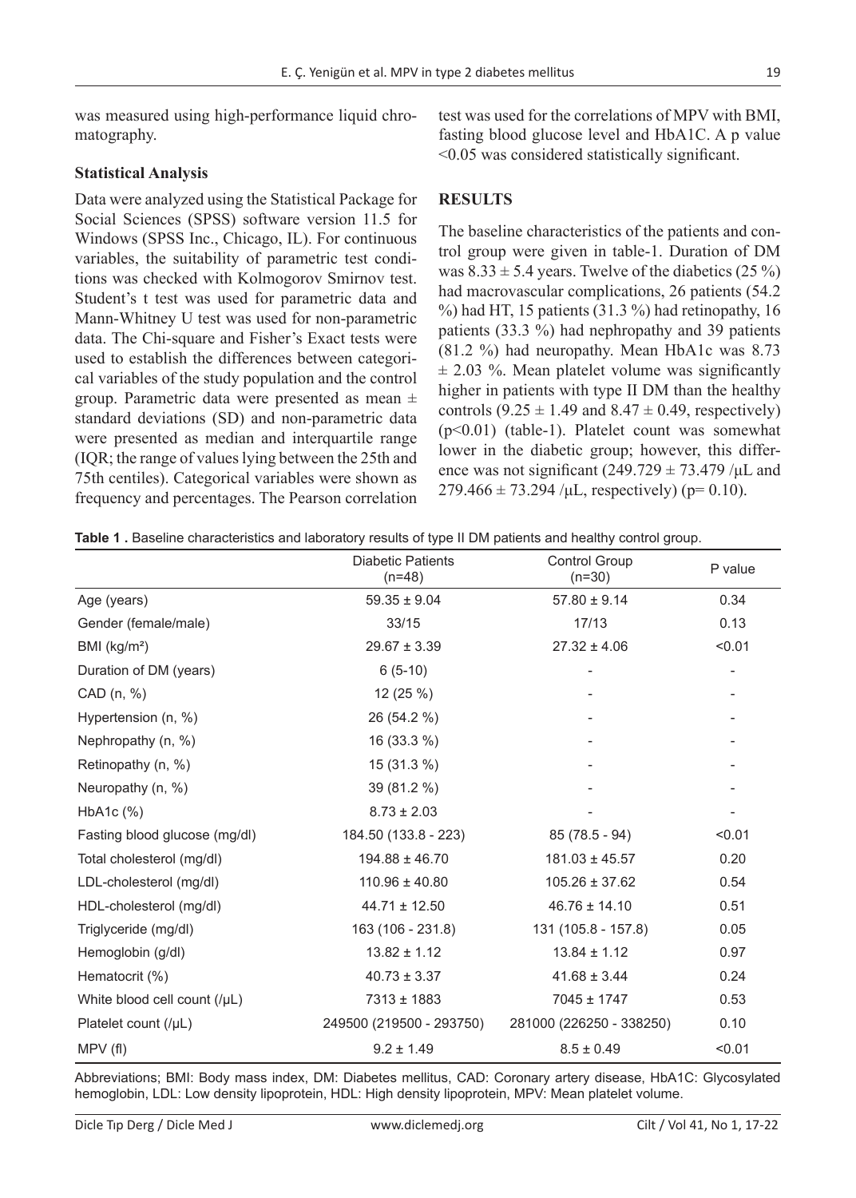was measured using high-performance liquid chromatography.

### Statistical Analysis

Data were analyzed using the Statistical Package for Social Sciences (SPSS) software version 11.5 for Windows (SPSS Inc., Chicago, IL). For continuous variables, the suitability of parametric test conditions was checked with Kolmogorov Smirnov test. Student's t test was used for parametric data and Mann-Whitney U test was used for non-parametric data. The Chi-square and Fisher's Exact tests were used to establish the differences between categorical variables of the study population and the control group. Parametric data were presented as mean ± standard deviations (SD) and non-parametric data were presented as median and interquartile range (IQR; the range of values lying between the 25th and 75th centiles). Categorical variables were shown as frequency and percentages. The Pearson correlation test was used for the correlations of MPV with BMI, fasting blood glucose level and HbA1C. A p value <0.05 was considered statistically significant.

## RESULTS

The baseline characteristics of the patients and control group were given in table-1. Duration of DM was 8.33 ± 5.4 years. Twelve of the diabetics (25 %) had macrovascular complications, 26 patients (54.2 %) had HT, 15 patients (31.3 %) had retinopathy, 16 patients (33.3 %) had nephropathy and 39 patients (81.2 %) had neuropathy. Mean HbA1c was 8.73 ± 2.03 %. Mean platelet volume was significantly higher in patients with type II DM than the healthy controls (9.25 ± 1.49 and 8.47 ± 0.49, respectively) ($p<0.01$) (table-1). Platelet count was somewhat lower in the diabetic group; however, this difference was not significant (249.729 ± 73.479 /μL and 279.466 ± 73.294 /μL, respectively) ($p= 0.10$).

**Table 1 .** Baseline characteristics and laboratory results of type II DM patients and healthy control group.

| | Diabetic Patients (n=48) | Control Group (n=30) | P value |
|---|---|---|---|
| Age (years) | 59.35 ± 9.04 | 57.80 ± 9.14 | 0.34 |
| Gender (female/male) | 33/15 | 17/13 | 0.13 |
| BMI (kg/m²) | 29.67 ± 3.39 | 27.32 ± 4.06 | <0.01 |
| Duration of DM (years) | 6 (5-10) | - | - |
| CAD (n, %) | 12 (25 %) | - | - |
| Hypertension (n, %) | 26 (54.2 %) | - | - |
| Nephropathy (n, %) | 16 (33.3 %) | - | - |
| Retinopathy (n, %) | 15 (31.3 %) | - | - |
| Neuropathy (n, %) | 39 (81.2 %) | - | - |
| HbA1c (%) | 8.73 ± 2.03 | - | - |
| Fasting blood glucose (mg/dl) | 184.50 (133.8 - 223) | 85 (78.5 - 94) | <0.01 |
| Total cholesterol (mg/dl) | 194.88 ± 46.70 | 181.03 ± 45.57 | 0.20 |
| LDL-cholesterol (mg/dl) | 110.96 ± 40.80 | 105.26 ± 37.62 | 0.54 |
| HDL-cholesterol (mg/dl) | 44.71 ± 12.50 | 46.76 ± 14.10 | 0.51 |
| Triglyceride (mg/dl) | 163 (106 - 231.8) | 131 (105.8 - 157.8) | 0.05 |
| Hemoglobin (g/dl) | 13.82 ± 1.12 | 13.84 ± 1.12 | 0.97 |
| Hematocrit (%) | 40.73 ± 3.37 | 41.68 ± 3.44 | 0.24 |
| White blood cell count (/μL) | 7313 ± 1883 | 7045 ± 1747 | 0.53 |
| Platelet count (/μL) | 249500 (219500 - 293750) | 281000 (226250 - 338250) | 0.10 |
| MPV (fl) | 9.2 ± 1.49 | 8.5 ± 0.49 | <0.01 |

Abbreviations; BMI: Body mass index, DM: Diabetes mellitus, CAD: Coronary artery disease, HbA1C: Glycosylated hemoglobin, LDL: Low density lipoprotein, HDL: High density lipoprotein, MPV: Mean platelet volume.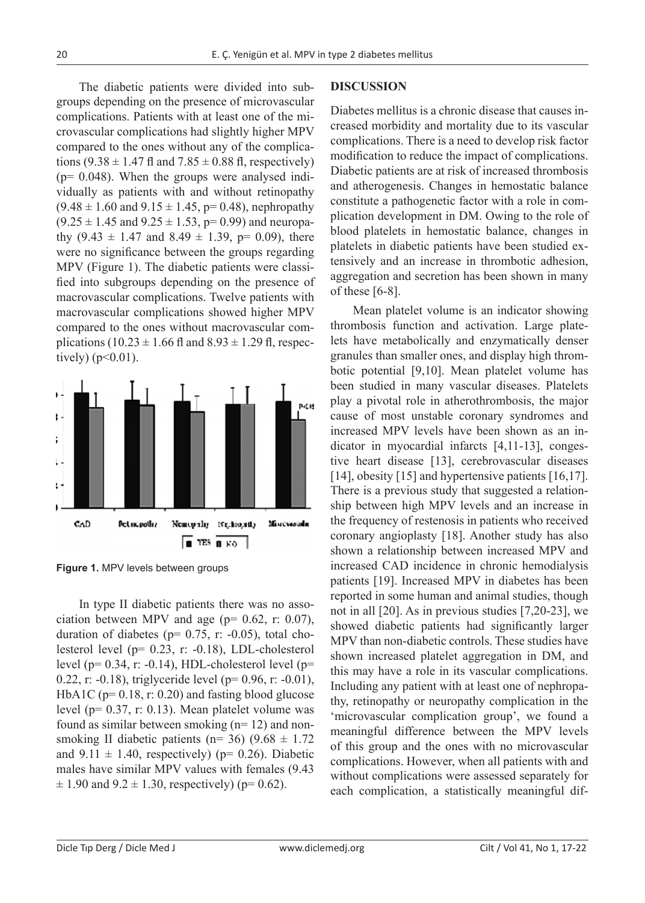The diabetic patients were divided into subgroups depending on the presence of microvascular complications. Patients with at least one of the microvascular complications had slightly higher MPV compared to the ones without any of the complications (9.38 ± 1.47 fl and 7.85 ± 0.88 fl, respectively) (p= 0.048). When the groups were analysed individually as patients with and without retinopathy (9.48 ± 1.60 and 9.15 ± 1.45, p= 0.48), nephropathy (9.25 ± 1.45 and 9.25 ± 1.53, p= 0.99) and neuropathy (9.43 ± 1.47 and 8.49 ± 1.39, p= 0.09), there were no significance between the groups regarding MPV (Figure 1). The diabetic patients were classified into subgroups depending on the presence of macrovascular complications. Twelve patients with macrovascular complications showed higher MPV compared to the ones without macrovascular complications (10.23 ± 1.66 fl and 8.93 ± 1.29 fl, respectively) (p<0.01).

**Figure 1.** MPV levels between groups

In type II diabetic patients there was no association between MPV and age (p= 0.62, r: 0.07), duration of diabetes (p= 0.75, r: -0.05), total cholesterol level (p= 0.23, r: -0.18), LDL-cholesterol level (p= 0.34, r: -0.14), HDL-cholesterol level (p= 0.22, r: -0.18), triglyceride level (p= 0.96, r: -0.01), HbA1C (p= 0.18, r: 0.20) and fasting blood glucose level (p= 0.37, r: 0.13). Mean platelet volume was found as similar between smoking (n= 12) and non-smoking II diabetic patients (n= 36) (9.68 ± 1.72 and 9.11 ± 1.40, respectively) (p= 0.26). Diabetic males have similar MPV values with females (9.43 ± 1.90 and 9.2 ± 1.30, respectively) (p= 0.62).

## DISCUSSION

Diabetes mellitus is a chronic disease that causes increased morbidity and mortality due to its vascular complications. There is a need to develop risk factor modification to reduce the impact of complications. Diabetic patients are at risk of increased thrombosis and atherogenesis. Changes in hemostatic balance constitute a pathogenetic factor with a role in complication development in DM. Owing to the role of blood platelets in hemostatic balance, changes in platelets in diabetic patients have been studied extensively and an increase in thrombotic adhesion, aggregation and secretion has been shown in many of these [6-8].

Mean platelet volume is an indicator showing thrombosis function and activation. Large platelets have metabolically and enzymatically denser granules than smaller ones, and display high thrombotic potential [9,10]. Mean platelet volume has been studied in many vascular diseases. Platelets play a pivotal role in atherothrombosis, the major cause of most unstable coronary syndromes and increased MPV levels have been shown as an indicator in myocardial infarcts [4,11-13], congestive heart disease [13], cerebrovascular diseases [14], obesity [15] and hypertensive patients [16,17]. There is a previous study that suggested a relationship between high MPV levels and an increase in the frequency of restenosis in patients who received coronary angioplasty [18]. Another study has also shown a relationship between increased MPV and increased CAD incidence in chronic hemodialysis patients [19]. Increased MPV in diabetes has been reported in some human and animal studies, though not in all [20]. As in previous studies [7,20-23], we showed diabetic patients had significantly larger MPV than non-diabetic controls. These studies have shown increased platelet aggregation in DM, and this may have a role in its vascular complications. Including any patient with at least one of nephropathy, retinopathy or neuropathy complication in the 'microvascular complication group', we found a meaningful difference between the MPV levels of this group and the ones with no microvascular complications. However, when all patients with and without complications were assessed separately for each complication, a statistically meaningful dif-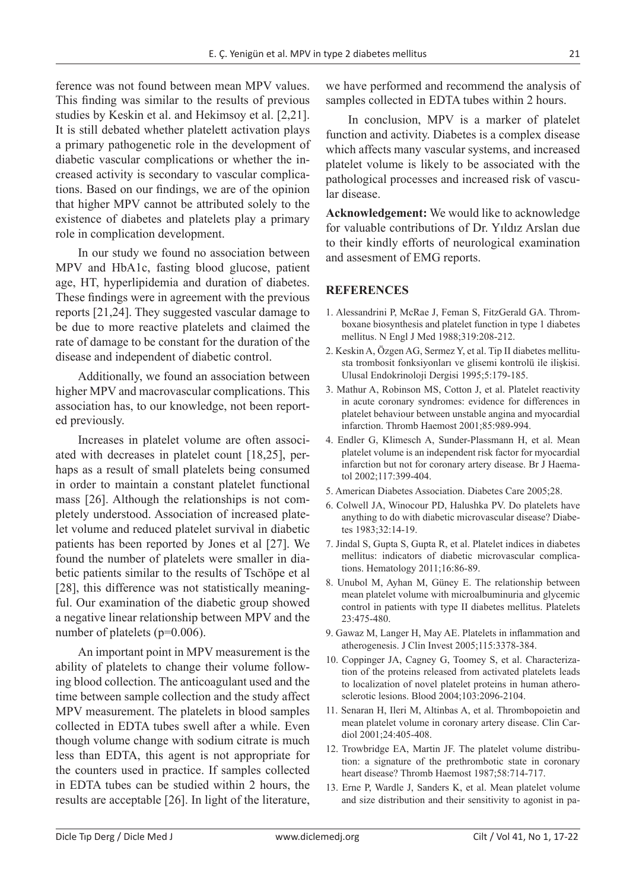ference was not found between mean MPV values. This finding was similar to the results of previous studies by Keskin et al. and Hekimsoy et al. [2,21]. It is still debated whether platelett activation plays a primary pathogenetic role in the development of diabetic vascular complications or whether the increased activity is secondary to vascular complications. Based on our findings, we are of the opinion that higher MPV cannot be attributed solely to the existence of diabetes and platelets play a primary role in complication development.

In our study we found no association between MPV and HbA1c, fasting blood glucose, patient age, HT, hyperlipidemia and duration of diabetes. These findings were in agreement with the previous reports [21,24]. They suggested vascular damage to be due to more reactive platelets and claimed the rate of damage to be constant for the duration of the disease and independent of diabetic control.

Additionally, we found an association between higher MPV and macrovascular complications. This association has, to our knowledge, not been reported previously.

Increases in platelet volume are often associated with decreases in platelet count [18,25], perhaps as a result of small platelets being consumed in order to maintain a constant platelet functional mass [26]. Although the relationships is not completely understood. Association of increased platelet volume and reduced platelet survival in diabetic patients has been reported by Jones et al [27]. We found the number of platelets were smaller in diabetic patients similar to the results of Tschöpe et al [28], this difference was not statistically meaningful. Our examination of the diabetic group showed a negative linear relationship between MPV and the number of platelets ($p=0.006$).

An important point in MPV measurement is the ability of platelets to change their volume following blood collection. The anticoagulant used and the time between sample collection and the study affect MPV measurement. The platelets in blood samples collected in EDTA tubes swell after a while. Even though volume change with sodium citrate is much less than EDTA, this agent is not appropriate for the counters used in practice. If samples collected in EDTA tubes can be studied within 2 hours, the results are acceptable [26]. In light of the literature, we have performed and recommend the analysis of samples collected in EDTA tubes within 2 hours.

In conclusion, MPV is a marker of platelet function and activity. Diabetes is a complex disease which affects many vascular systems, and increased platelet volume is likely to be associated with the pathological processes and increased risk of vascular disease.

**Acknowledgement:** We would like to acknowledge for valuable contributions of Dr. Yıldız Arslan due to their kindly efforts of neurological examination and assesment of EMG reports.

## REFERENCES

1. Alessandrini P, McRae J, Feman S, FitzGerald GA. Thromboxane biosynthesis and platelet function in type 1 diabetes mellitus. N Engl J Med 1988;319:208-212.
2. Keskin A, Özgen AG, Sermez Y, et al. Tip II diabetes mellitusta trombosit fonksiyonları ve glisemi kontrolü ile ilişkisi. Ulusal Endokrinoloji Dergisi 1995;5:179-185.
3. Mathur A, Robinson MS, Cotton J, et al. Platelet reactivity in acute coronary syndromes: evidence for differences in platelet behaviour between unstable angina and myocardial infarction. Thromb Haemost 2001;85:989-994.
4. Endler G, Klimesch A, Sunder-Plassmann H, et al. Mean platelet volume is an independent risk factor for myocardial infarction but not for coronary artery disease. Br J Haematol 2002;117:399-404.
5. American Diabetes Association. Diabetes Care 2005;28.
6. Colwell JA, Winocour PD, Halushka PV. Do platelets have anything to do with diabetic microvascular disease? Diabetes 1983;32:14-19.
7. Jindal S, Gupta S, Gupta R, et al. Platelet indices in diabetes mellitus: indicators of diabetic microvascular complications. Hematology 2011;16:86-89.
8. Unubol M, Ayhan M, Güney E. The relationship between mean platelet volume with microalbuminuria and glycemic control in patients with type II diabetes mellitus. Platelets 23:475-480.
9. Gawaz M, Langer H, May AE. Platelets in inflammation and atherogenesis. J Clin Invest 2005;115:3378-384.
10. Coppinger JA, Cagney G, Toomey S, et al. Characterization of the proteins released from activated platelets leads to localization of novel platelet proteins in human atherosclerotic lesions. Blood 2004;103:2096-2104.
11. Senaran H, Ileri M, Altinbas A, et al. Thrombopoietin and mean platelet volume in coronary artery disease. Clin Cardiol 2001;24:405-408.
12. Trowbridge EA, Martin JF. The platelet volume distribution: a signature of the prethrombotic state in coronary heart disease? Thromb Haemost 1987;58:714-717.
13. Erne P, Wardle J, Sanders K, et al. Mean platelet volume and size distribution and their sensitivity to agonist in pa-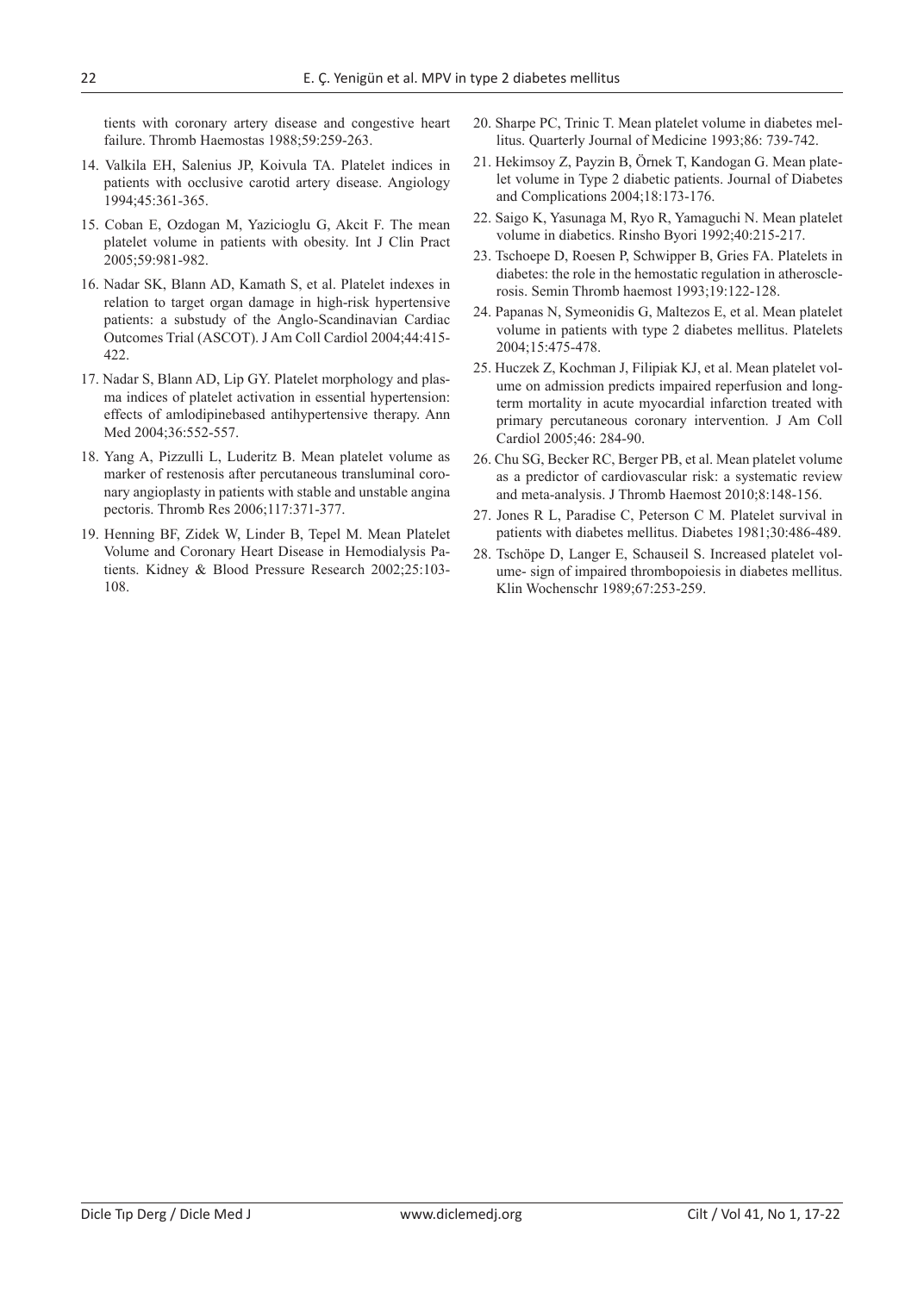tients with coronary artery disease and congestive heart failure. Thromb Haemostas 1988;59:259-263.

14. Valkila EH, Salenius JP, Koivula TA. Platelet indices in patients with occlusive carotid artery disease. Angiology 1994;45:361-365.

15. Coban E, Ozdogan M, Yazicioglu G, Akcit F. The mean platelet volume in patients with obesity. Int J Clin Pract 2005;59:981-982.

16. Nadar SK, Blann AD, Kamath S, et al. Platelet indexes in relation to target organ damage in high-risk hypertensive patients: a substudy of the Anglo-Scandinavian Cardiac Outcomes Trial (ASCOT). J Am Coll Cardiol 2004;44:415-422.

17. Nadar S, Blann AD, Lip GY. Platelet morphology and plasma indices of platelet activation in essential hypertension: effects of amlodipinebased antihypertensive therapy. Ann Med 2004;36:552-557.

18. Yang A, Pizzulli L, Luderitz B. Mean platelet volume as marker of restenosis after percutaneous transluminal coronary angioplasty in patients with stable and unstable angina pectoris. Thromb Res 2006;117:371-377.

19. Henning BF, Zidek W, Linder B, Tepel M. Mean Platelet Volume and Coronary Heart Disease in Hemodialysis Patients. Kidney & Blood Pressure Research 2002;25:103-108.

20. Sharpe PC, Trinic T. Mean platelet volume in diabetes mellitus. Quarterly Journal of Medicine 1993;86: 739-742.

21. Hekimsoy Z, Payzin B, Örnek T, Kandogan G. Mean platelet volume in Type 2 diabetic patients. Journal of Diabetes and Complications 2004;18:173-176.

22. Saigo K, Yasunaga M, Ryo R, Yamaguchi N. Mean platelet volume in diabetics. Rinsho Byori 1992;40:215-217.

23. Tschoepe D, Roesen P, Schwipper B, Gries FA. Platelets in diabetes: the role in the hemostatic regulation in atherosclerosis. Semin Thromb haemost 1993;19:122-128.

24. Papanas N, Symeonidis G, Maltezos E, et al. Mean platelet volume in patients with type 2 diabetes mellitus. Platelets 2004;15:475-478.

25. Huczek Z, Kochman J, Filipiak KJ, et al. Mean platelet volume on admission predicts impaired reperfusion and long-term mortality in acute myocardial infarction treated with primary percutaneous coronary intervention. J Am Coll Cardiol 2005;46: 284-90.

26. Chu SG, Becker RC, Berger PB, et al. Mean platelet volume as a predictor of cardiovascular risk: a systematic review and meta-analysis. J Thromb Haemost 2010;8:148-156.

27. Jones R L, Paradise C, Peterson C M. Platelet survival in patients with diabetes mellitus. Diabetes 1981;30:486-489.

28. Tschöpe D, Langer E, Schauseil S. Increased platelet volume- sign of impaired thrombopoiesis in diabetes mellitus. Klin Wochenschr 1989;67:253-259.